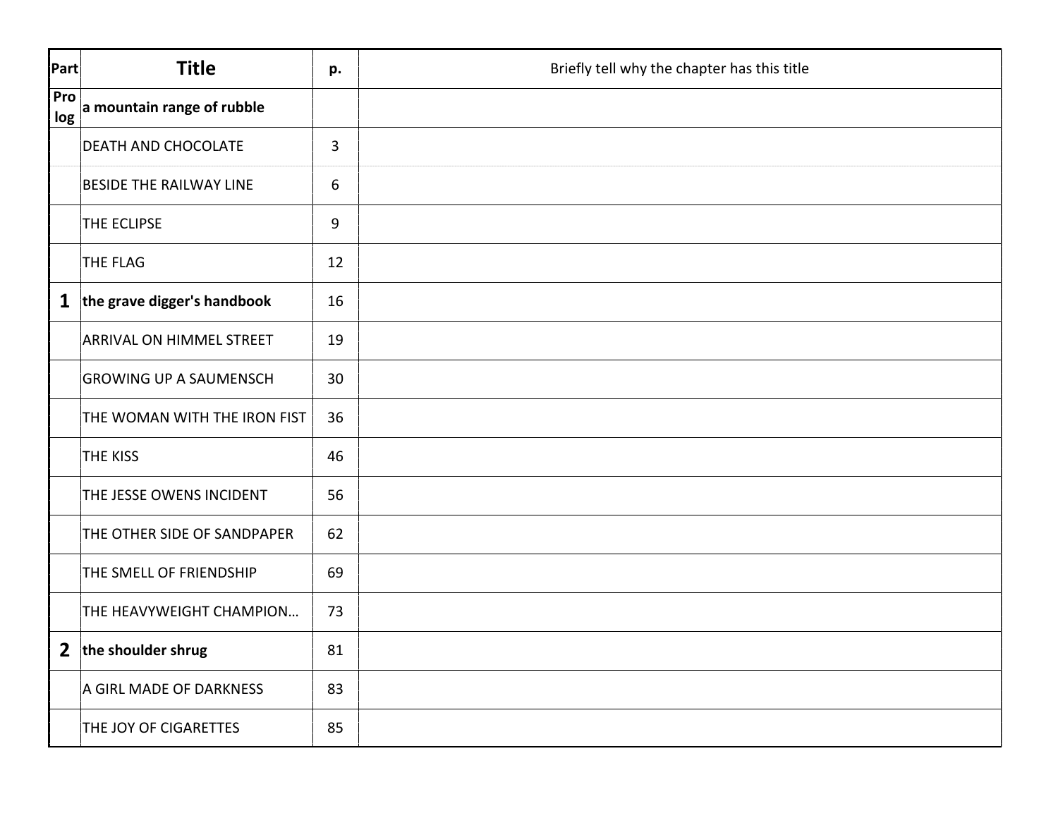| Part | Title | p. | Briefly tell why the chapter has this title |
|---|---|---|---|
| Pro log | **a mountain range of rubble** | | |
| | DEATH AND CHOCOLATE | 3 | |
| | BESIDE THE RAILWAY LINE | 6 | |
| | THE ECLIPSE | 9 | |
| | THE FLAG | 12 | |
| **1** | **the grave digger's handbook** | 16 | |
| | ARRIVAL ON HIMMEL STREET | 19 | |
| | GROWING UP A SAUMENSCH | 30 | |
| | THE WOMAN WITH THE IRON FIST | 36 | |
| | THE KISS | 46 | |
| | THE JESSE OWENS INCIDENT | 56 | |
| | THE OTHER SIDE OF SANDPAPER | 62 | |
| | THE SMELL OF FRIENDSHIP | 69 | |
| | THE HEAVYWEIGHT CHAMPION… | 73 | |
| **2** | **the shoulder shrug** | 81 | |
| | A GIRL MADE OF DARKNESS | 83 | |
| | THE JOY OF CIGARETTES | 85 | |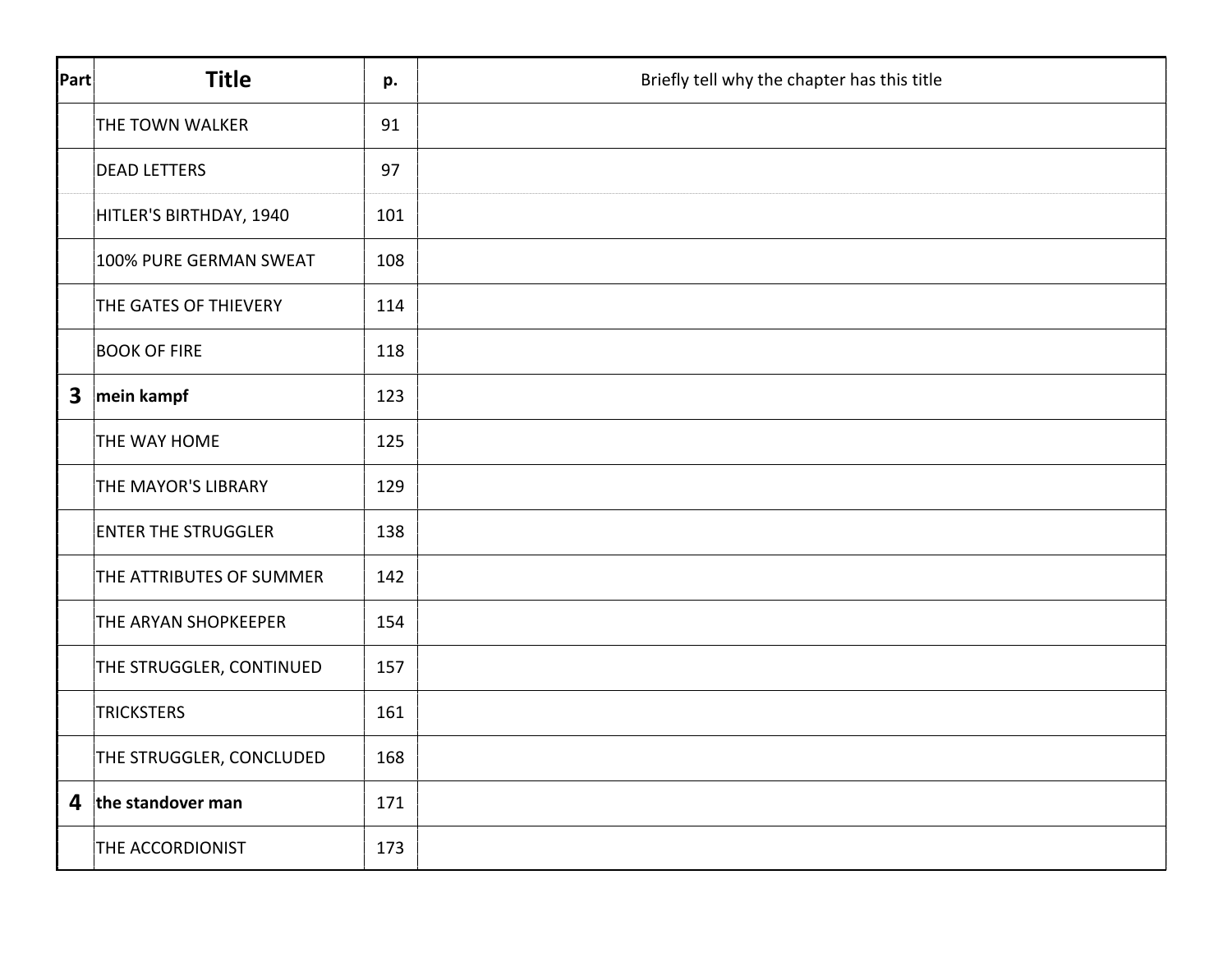| Part | Title | p. | Briefly tell why the chapter has this title |
|---|---|---|---|
| | THE TOWN WALKER | 91 | |
| | DEAD LETTERS | 97 | |
| | HITLER'S BIRTHDAY, 1940 | 101 | |
| | 100% PURE GERMAN SWEAT | 108 | |
| | THE GATES OF THIEVERY | 114 | |
| | BOOK OF FIRE | 118 | |
| **3** | **mein kampf** | 123 | |
| | THE WAY HOME | 125 | |
| | THE MAYOR'S LIBRARY | 129 | |
| | ENTER THE STRUGGLER | 138 | |
| | THE ATTRIBUTES OF SUMMER | 142 | |
| | THE ARYAN SHOPKEEPER | 154 | |
| | THE STRUGGLER, CONTINUED | 157 | |
| | TRICKSTERS | 161 | |
| | THE STRUGGLER, CONCLUDED | 168 | |
| **4** | **the standover man** | 171 | |
| | THE ACCORDIONIST | 173 | |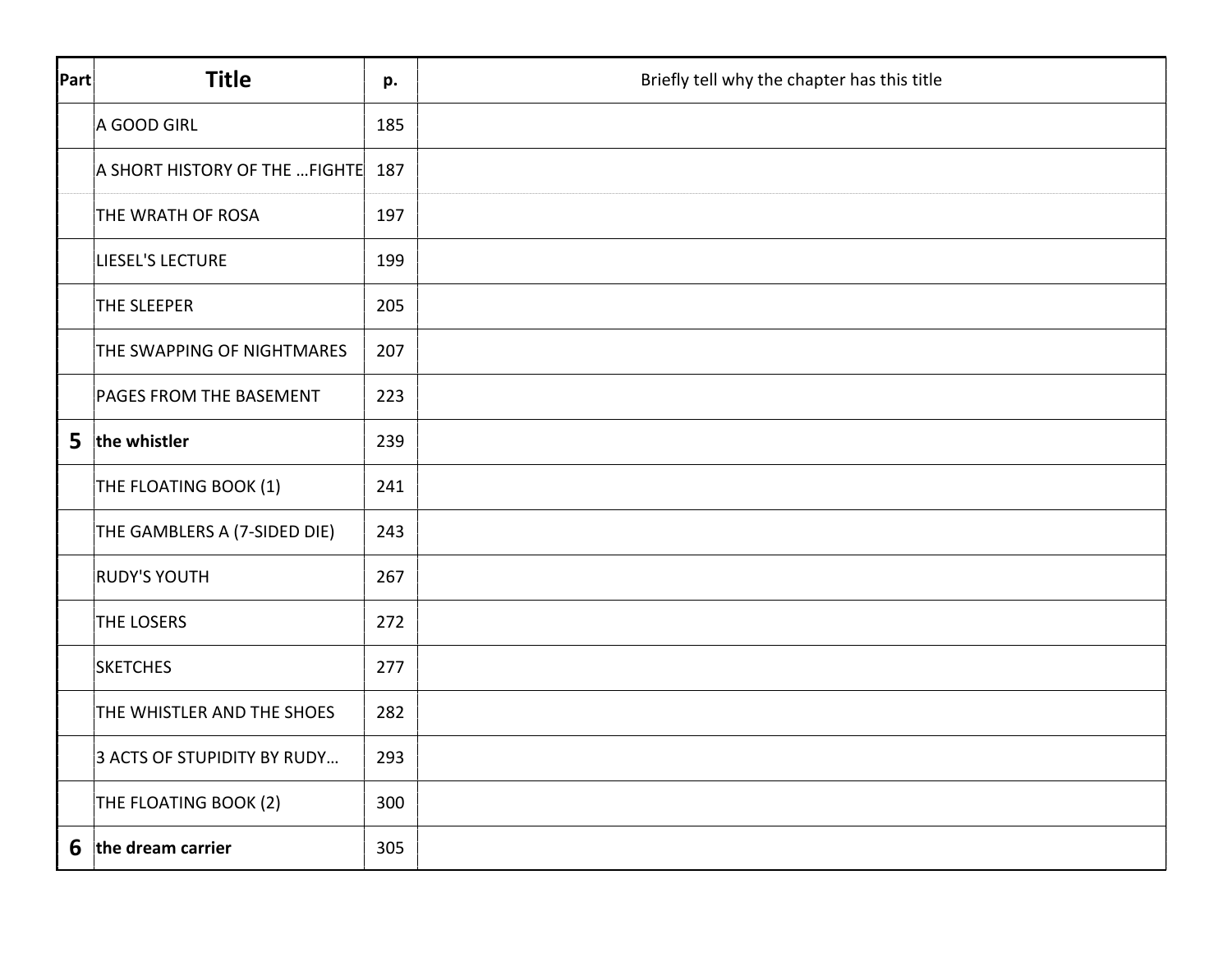| Part | Title | p. | Briefly tell why the chapter has this title |
|---|---|---|---|
| | A GOOD GIRL | 185 | |
| | A SHORT HISTORY OF THE …FIGHTE | 187 | |
| | THE WRATH OF ROSA | 197 | |
| | LIESEL'S LECTURE | 199 | |
| | THE SLEEPER | 205 | |
| | THE SWAPPING OF NIGHTMARES | 207 | |
| | PAGES FROM THE BASEMENT | 223 | |
| **5** | **the whistler** | 239 | |
| | THE FLOATING BOOK (1) | 241 | |
| | THE GAMBLERS A (7-SIDED DIE) | 243 | |
| | RUDY'S YOUTH | 267 | |
| | THE LOSERS | 272 | |
| | SKETCHES | 277 | |
| | THE WHISTLER AND THE SHOES | 282 | |
| | 3 ACTS OF STUPIDITY BY RUDY… | 293 | |
| | THE FLOATING BOOK (2) | 300 | |
| **6** | **the dream carrier** | 305 | |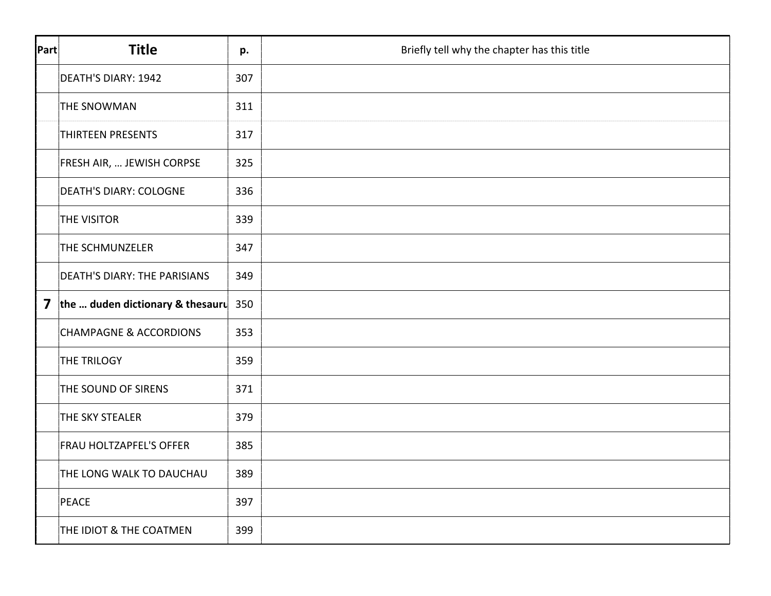| Part | Title | p. | Briefly tell why the chapter has this title |
|---|---|---|---|
| | DEATH'S DIARY: 1942 | 307 | |
| | THE SNOWMAN | 311 | |
| | THIRTEEN PRESENTS | 317 | |
| | FRESH AIR, … JEWISH CORPSE | 325 | |
| | DEATH'S DIARY: COLOGNE | 336 | |
| | THE VISITOR | 339 | |
| | THE SCHMUNZELER | 347 | |
| | DEATH'S DIARY: THE PARISIANS | 349 | |
| **7** | **the … duden dictionary & thesauru** | 350 | |
| | CHAMPAGNE & ACCORDIONS | 353 | |
| | THE TRILOGY | 359 | |
| | THE SOUND OF SIRENS | 371 | |
| | THE SKY STEALER | 379 | |
| | FRAU HOLTZAPFEL'S OFFER | 385 | |
| | THE LONG WALK TO DAUCHAU | 389 | |
| | PEACE | 397 | |
| | THE IDIOT & THE COATMEN | 399 | |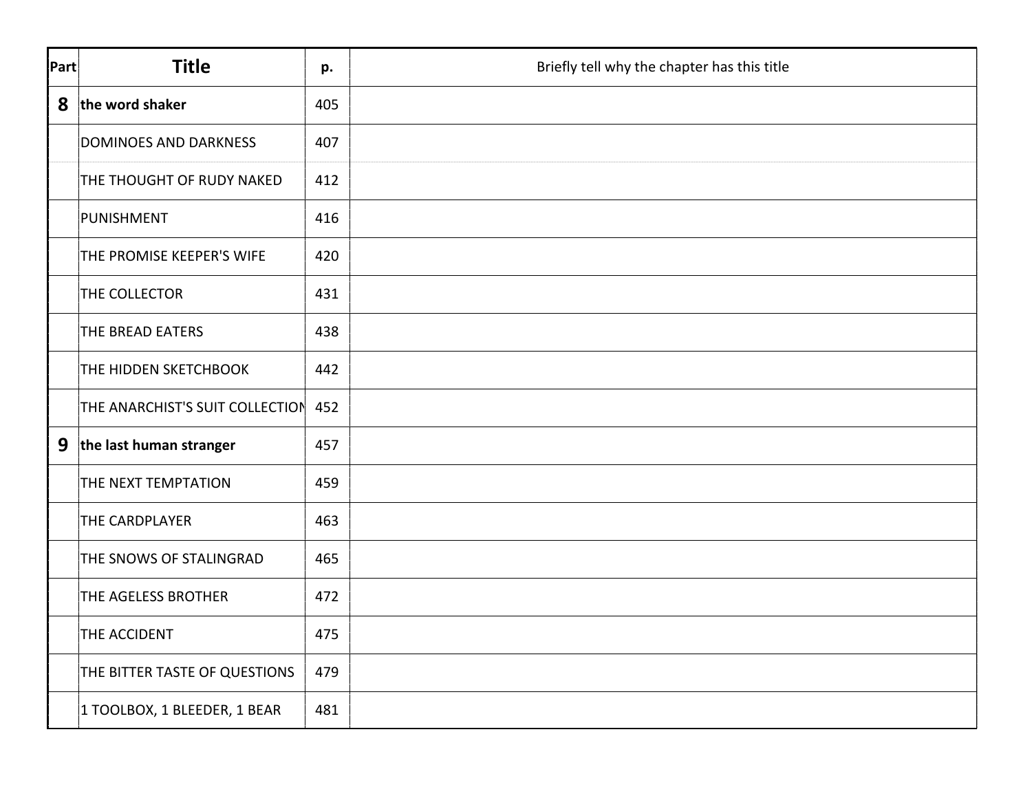| Part | Title | p. | Briefly tell why the chapter has this title |
|---|---|---|---|
| **8** | **the word shaker** | 405 | |
| | DOMINOES AND DARKNESS | 407 | |
| | THE THOUGHT OF RUDY NAKED | 412 | |
| | PUNISHMENT | 416 | |
| | THE PROMISE KEEPER'S WIFE | 420 | |
| | THE COLLECTOR | 431 | |
| | THE BREAD EATERS | 438 | |
| | THE HIDDEN SKETCHBOOK | 442 | |
| | THE ANARCHIST'S SUIT COLLECTION | 452 | |
| **9** | **the last human stranger** | 457 | |
| | THE NEXT TEMPTATION | 459 | |
| | THE CARDPLAYER | 463 | |
| | THE SNOWS OF STALINGRAD | 465 | |
| | THE AGELESS BROTHER | 472 | |
| | THE ACCIDENT | 475 | |
| | THE BITTER TASTE OF QUESTIONS | 479 | |
| | 1 TOOLBOX, 1 BLEEDER, 1 BEAR | 481 | |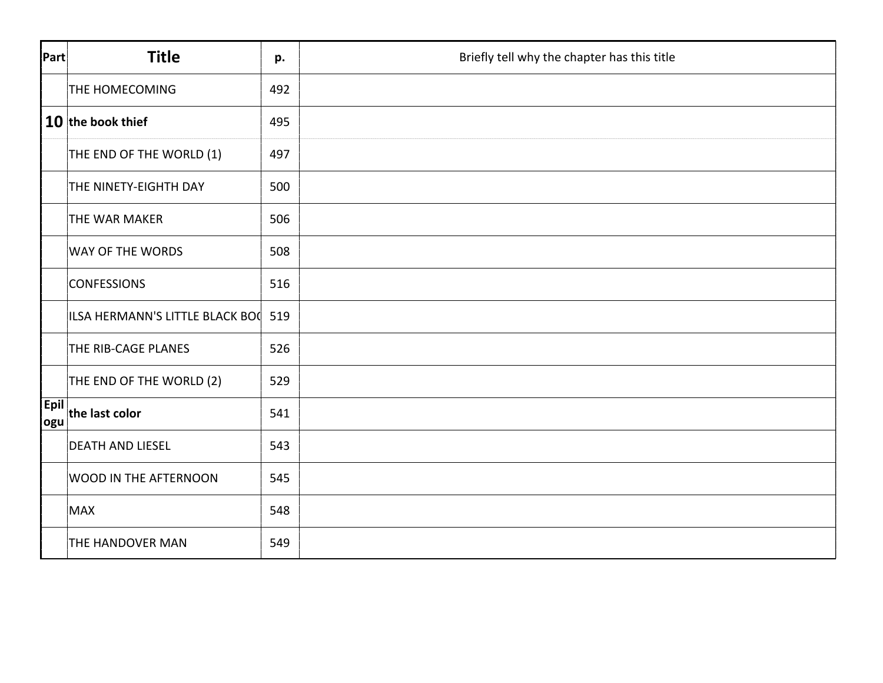| Part | Title | p. | Briefly tell why the chapter has this title |
|---|---|---|---|
| | THE HOMECOMING | 492 | |
| **10** | **the book thief** | 495 | |
| | THE END OF THE WORLD (1) | 497 | |
| | THE NINETY-EIGHTH DAY | 500 | |
| | THE WAR MAKER | 506 | |
| | WAY OF THE WORDS | 508 | |
| | CONFESSIONS | 516 | |
| | ILSA HERMANN'S LITTLE BLACK BOO | 519 | |
| | THE RIB-CAGE PLANES | 526 | |
| | THE END OF THE WORLD (2) | 529 | |
| **Epil ogu** | **the last color** | 541 | |
| | DEATH AND LIESEL | 543 | |
| | WOOD IN THE AFTERNOON | 545 | |
| | MAX | 548 | |
| | THE HANDOVER MAN | 549 | |